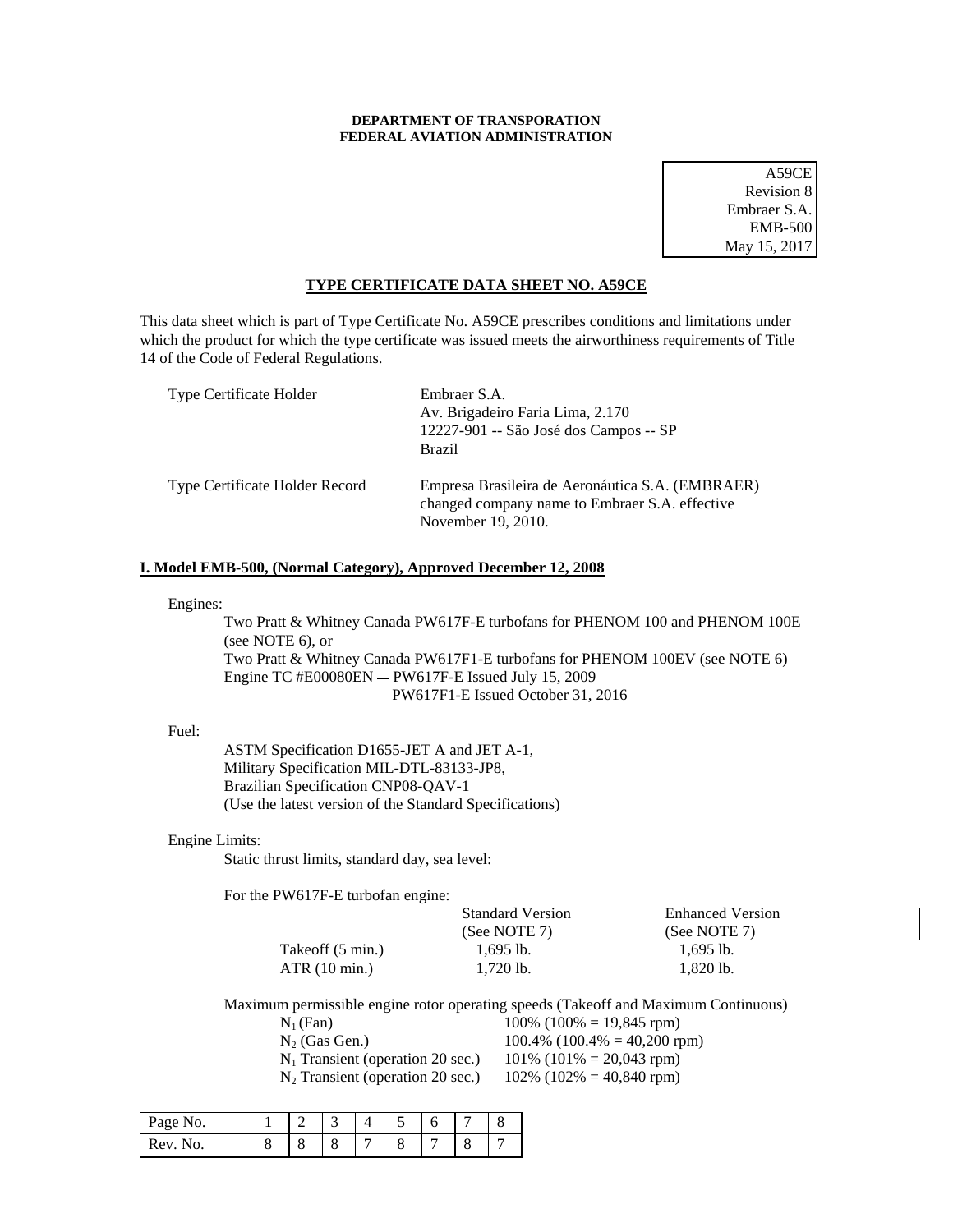**DEPARTMENT OF TRANSPORATION**
**FEDERAL AVIATION ADMINISTRATION**

A59CE
Revision 8
Embraer S.A.
EMB-500
May 15, 2017

# TYPE CERTIFICATE DATA SHEET NO. A59CE

This data sheet which is part of Type Certificate No. A59CE prescribes conditions and limitations under which the product for which the type certificate was issued meets the airworthiness requirements of Title 14 of the Code of Federal Regulations.

| | |
|---|---|
| Type Certificate Holder | Embraer S.A.<br>Av. Brigadeiro Faria Lima, 2.170<br>12227-901 -- São José dos Campos -- SP<br>Brazil |
| Type Certificate Holder Record | Empresa Brasileira de Aeronáutica S.A. (EMBRAER) changed company name to Embraer S.A. effective November 19, 2010. |

## I. Model EMB-500, (Normal Category), Approved December 12, 2008

Engines:

Two Pratt & Whitney Canada PW617F-E turbofans for PHENOM 100 and PHENOM 100E (see NOTE 6), or
Two Pratt & Whitney Canada PW617F1-E turbofans for PHENOM 100EV (see NOTE 6)
Engine TC #E00080EN — PW617F-E Issued July 15, 2009
PW617F1-E Issued October 31, 2016

Fuel:

ASTM Specification D1655-JET A and JET A-1,
Military Specification MIL-DTL-83133-JP8,
Brazilian Specification CNP08-QAV-1
(Use the latest version of the Standard Specifications)

Engine Limits:

Static thrust limits, standard day, sea level:

For the PW617F-E turbofan engine:

| | Standard Version (See NOTE 7) | Enhanced Version (See NOTE 7) |
|---|---|---|
| Takeoff (5 min.) | 1,695 lb. | 1,695 lb. |
| ATR (10 min.) | 1,720 lb. | 1,820 lb. |

Maximum permissible engine rotor operating speeds (Takeoff and Maximum Continuous)

| | |
|---|---|
| $N_1$ (Fan) | 100% (100% = 19,845 rpm) |
| $N_2$ (Gas Gen.) | 100.4% (100.4% = 40,200 rpm) |
| $N_1$ Transient (operation 20 sec.) | 101% (101% = 20,043 rpm) |
| $N_2$ Transient (operation 20 sec.) | 102% (102% = 40,840 rpm) |

| Page No. | 1 | 2 | 3 | 4 | 5 | 6 | 7 | 8 |
|---|---|---|---|---|---|---|---|---|
| Rev. No. | 8 | 8 | 8 | 7 | 8 | 7 | 8 | 7 |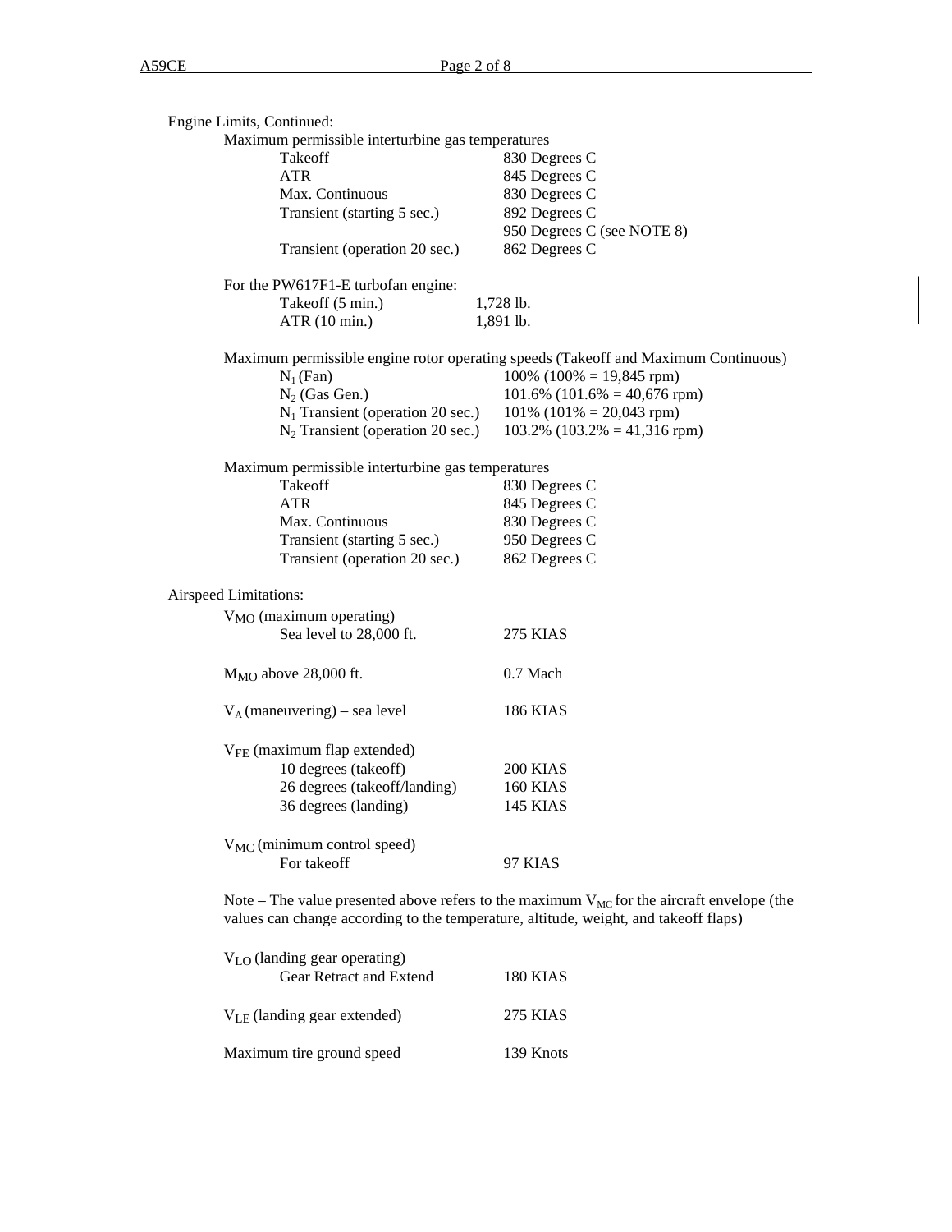Engine Limits, Continued:

Maximum permissible interturbine gas temperatures

| | |
|---|---|
| Takeoff | 830 Degrees C |
| ATR | 845 Degrees C |
| Max. Continuous | 830 Degrees C |
| Transient (starting 5 sec.) | 892 Degrees C |
| | 950 Degrees C (see NOTE 8) |
| Transient (operation 20 sec.) | 862 Degrees C |

For the PW617F1-E turbofan engine:

| | |
|---|---|
| Takeoff (5 min.) | 1,728 lb. |
| ATR (10 min.) | 1,891 lb. |

Maximum permissible engine rotor operating speeds (Takeoff and Maximum Continuous)

| | |
|---|---|
| $N_1$ (Fan) | 100% (100% = 19,845 rpm) |
| $N_2$ (Gas Gen.) | 101.6% (101.6% = 40,676 rpm) |
| $N_1$ Transient (operation 20 sec.) | 101% (101% = 20,043 rpm) |
| $N_2$ Transient (operation 20 sec.) | 103.2% (103.2% = 41,316 rpm) |

Maximum permissible interturbine gas temperatures

| | |
|---|---|
| Takeoff | 830 Degrees C |
| ATR | 845 Degrees C |
| Max. Continuous | 830 Degrees C |
| Transient (starting 5 sec.) | 950 Degrees C |
| Transient (operation 20 sec.) | 862 Degrees C |

Airspeed Limitations:

$V_{MO}$ (maximum operating)

| | |
|---|---|
| Sea level to 28,000 ft. | 275 KIAS |

| | |
|---|---|
| $M_{MO}$ above 28,000 ft. | 0.7 Mach |
| $V_A$ (maneuvering) – sea level | 186 KIAS |

$V_{FE}$ (maximum flap extended)

| | |
|---|---|
| 10 degrees (takeoff) | 200 KIAS |
| 26 degrees (takeoff/landing) | 160 KIAS |
| 36 degrees (landing) | 145 KIAS |

$V_{MC}$ (minimum control speed)

| | |
|---|---|
| For takeoff | 97 KIAS |

Note – The value presented above refers to the maximum $V_{MC}$ for the aircraft envelope (the values can change according to the temperature, altitude, weight, and takeoff flaps)

$V_{LO}$ (landing gear operating)

| | |
|---|---|
| Gear Retract and Extend | 180 KIAS |

| | |
|---|---|
| $V_{LE}$ (landing gear extended) | 275 KIAS |
| Maximum tire ground speed | 139 Knots |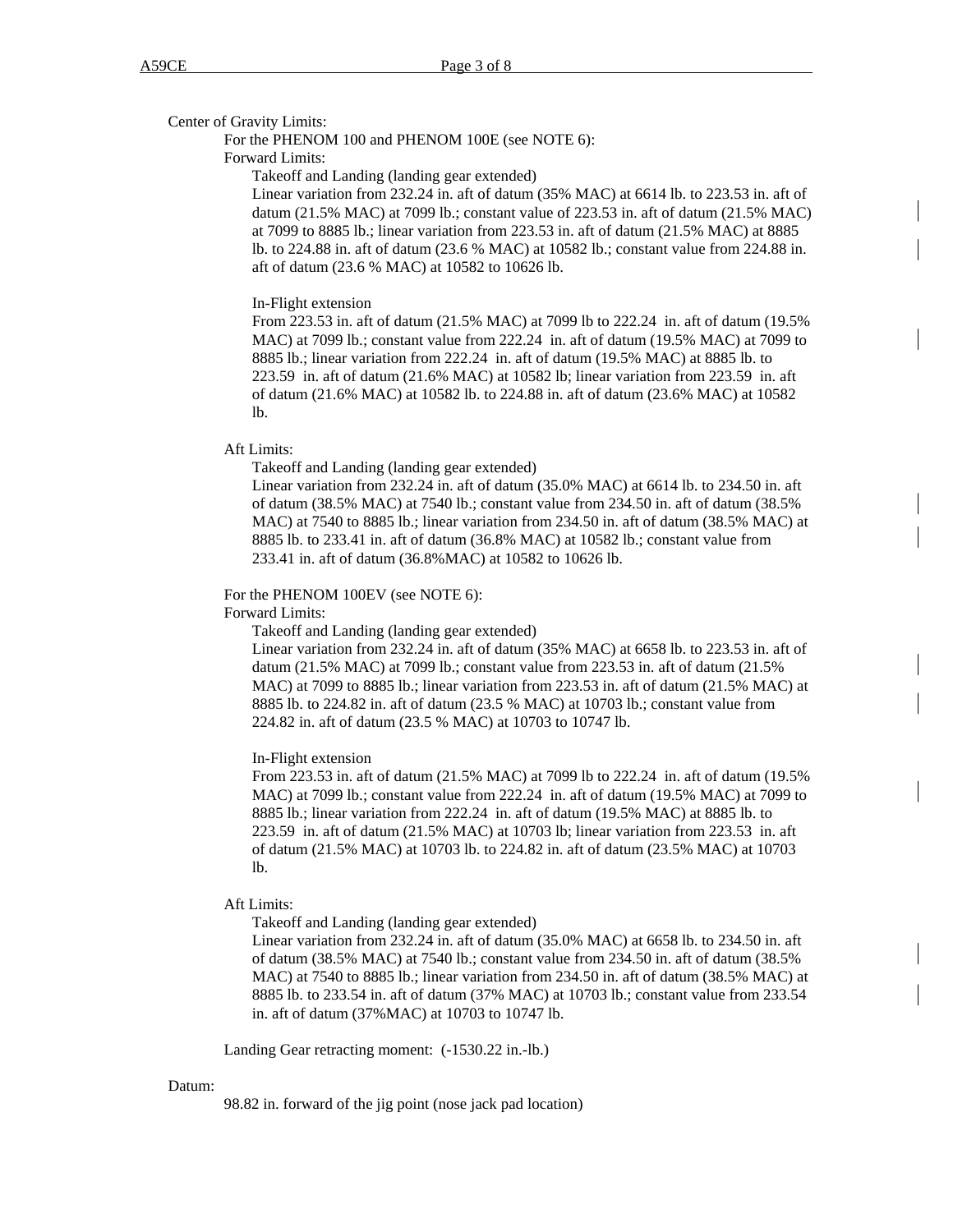Center of Gravity Limits:

For the PHENOM 100 and PHENOM 100E (see NOTE 6):

Forward Limits:

Takeoff and Landing (landing gear extended)

Linear variation from 232.24 in. aft of datum (35% MAC) at 6614 lb. to 223.53 in. aft of datum (21.5% MAC) at 7099 lb.; constant value of 223.53 in. aft of datum (21.5% MAC) at 7099 to 8885 lb.; linear variation from 223.53 in. aft of datum (21.5% MAC) at 8885 lb. to 224.88 in. aft of datum (23.6 % MAC) at 10582 lb.; constant value from 224.88 in. aft of datum (23.6 % MAC) at 10582 to 10626 lb.

In-Flight extension

From 223.53 in. aft of datum (21.5% MAC) at 7099 lb to 222.24 in. aft of datum (19.5% MAC) at 7099 lb.; constant value from 222.24 in. aft of datum (19.5% MAC) at 7099 to 8885 lb.; linear variation from 222.24 in. aft of datum (19.5% MAC) at 8885 lb. to 223.59 in. aft of datum (21.6% MAC) at 10582 lb; linear variation from 223.59 in. aft of datum (21.6% MAC) at 10582 lb. to 224.88 in. aft of datum (23.6% MAC) at 10582 lb.

Aft Limits:

Takeoff and Landing (landing gear extended)

Linear variation from 232.24 in. aft of datum (35.0% MAC) at 6614 lb. to 234.50 in. aft of datum (38.5% MAC) at 7540 lb.; constant value from 234.50 in. aft of datum (38.5% MAC) at 7540 to 8885 lb.; linear variation from 234.50 in. aft of datum (38.5% MAC) at 8885 lb. to 233.41 in. aft of datum (36.8% MAC) at 10582 lb.; constant value from 233.41 in. aft of datum (36.8%MAC) at 10582 to 10626 lb.

For the PHENOM 100EV (see NOTE 6):

Forward Limits:

Takeoff and Landing (landing gear extended)

Linear variation from 232.24 in. aft of datum (35% MAC) at 6658 lb. to 223.53 in. aft of datum (21.5% MAC) at 7099 lb.; constant value from 223.53 in. aft of datum (21.5% MAC) at 7099 to 8885 lb.; linear variation from 223.53 in. aft of datum (21.5% MAC) at 8885 lb. to 224.82 in. aft of datum (23.5 % MAC) at 10703 lb.; constant value from 224.82 in. aft of datum (23.5 % MAC) at 10703 to 10747 lb.

In-Flight extension

From 223.53 in. aft of datum (21.5% MAC) at 7099 lb to 222.24 in. aft of datum (19.5% MAC) at 7099 lb.; constant value from 222.24 in. aft of datum (19.5% MAC) at 7099 to 8885 lb.; linear variation from 222.24 in. aft of datum (19.5% MAC) at 8885 lb. to 223.59 in. aft of datum (21.5% MAC) at 10703 lb; linear variation from 223.53 in. aft of datum (21.5% MAC) at 10703 lb. to 224.82 in. aft of datum (23.5% MAC) at 10703 lb.

Aft Limits:

Takeoff and Landing (landing gear extended)

Linear variation from 232.24 in. aft of datum (35.0% MAC) at 6658 lb. to 234.50 in. aft of datum (38.5% MAC) at 7540 lb.; constant value from 234.50 in. aft of datum (38.5% MAC) at 7540 to 8885 lb.; linear variation from 234.50 in. aft of datum (38.5% MAC) at 8885 lb. to 233.54 in. aft of datum (37% MAC) at 10703 lb.; constant value from 233.54 in. aft of datum (37%MAC) at 10703 to 10747 lb.

Landing Gear retracting moment: (-1530.22 in.-lb.)

Datum:

98.82 in. forward of the jig point (nose jack pad location)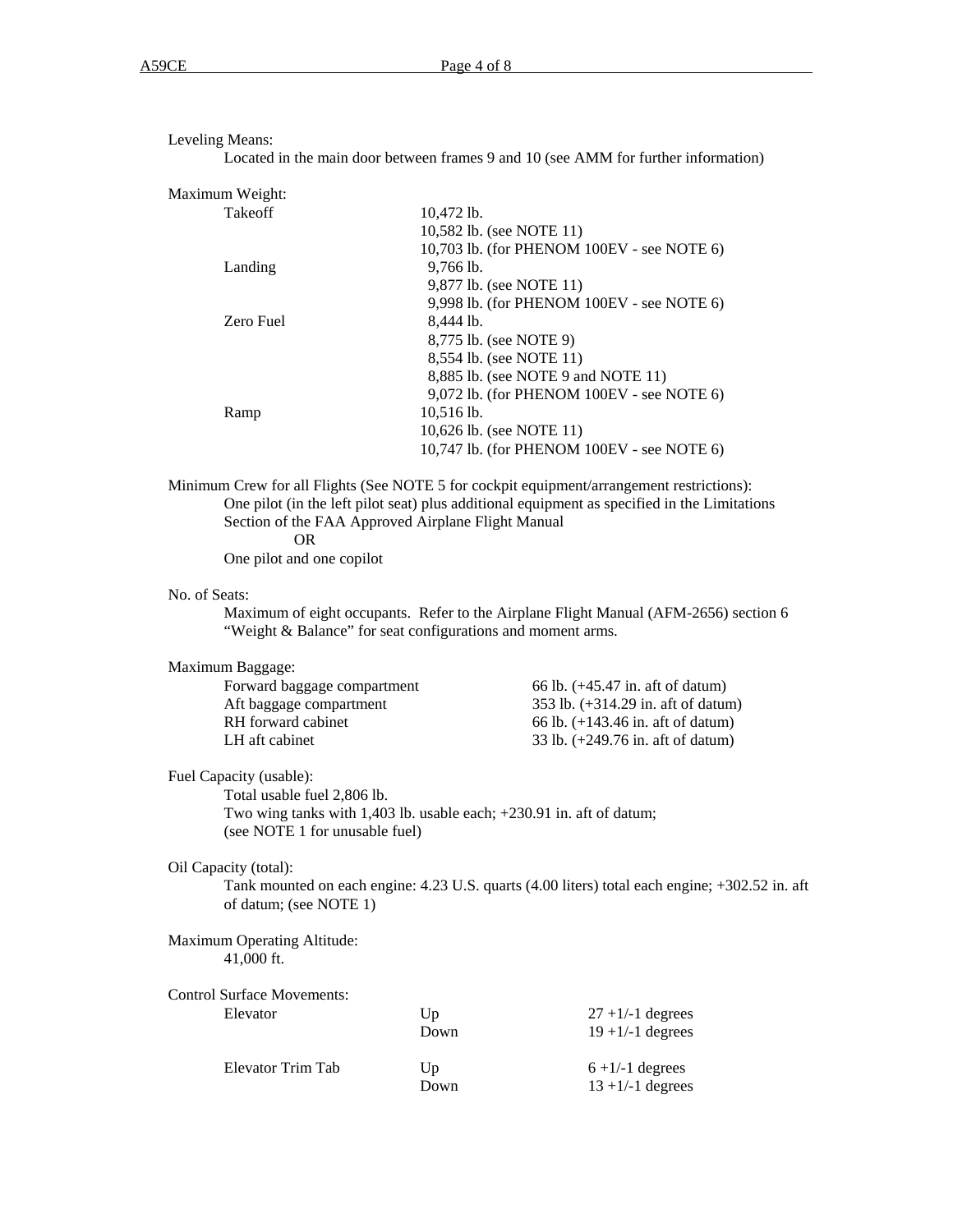Leveling Means:
Located in the main door between frames 9 and 10 (see AMM for further information)

Maximum Weight:

| | |
|---|---|
| Takeoff | 10,472 lb.<br>10,582 lb. (see NOTE 11)<br>10,703 lb. (for PHENOM 100EV - see NOTE 6) |
| Landing | 9,766 lb.<br>9,877 lb. (see NOTE 11)<br>9,998 lb. (for PHENOM 100EV - see NOTE 6) |
| Zero Fuel | 8,444 lb.<br>8,775 lb. (see NOTE 9)<br>8,554 lb. (see NOTE 11)<br>8,885 lb. (see NOTE 9 and NOTE 11)<br>9,072 lb. (for PHENOM 100EV - see NOTE 6) |
| Ramp | 10,516 lb.<br>10,626 lb. (see NOTE 11)<br>10,747 lb. (for PHENOM 100EV - see NOTE 6) |

Minimum Crew for all Flights (See NOTE 5 for cockpit equipment/arrangement restrictions):
One pilot (in the left pilot seat) plus additional equipment as specified in the Limitations Section of the FAA Approved Airplane Flight Manual
OR
One pilot and one copilot

No. of Seats:
Maximum of eight occupants. Refer to the Airplane Flight Manual (AFM-2656) section 6 "Weight & Balance" for seat configurations and moment arms.

Maximum Baggage:

| | |
|---|---|
| Forward baggage compartment | 66 lb. (+45.47 in. aft of datum) |
| Aft baggage compartment | 353 lb. (+314.29 in. aft of datum) |
| RH forward cabinet | 66 lb. (+143.46 in. aft of datum) |
| LH aft cabinet | 33 lb. (+249.76 in. aft of datum) |

Fuel Capacity (usable):
Total usable fuel 2,806 lb.
Two wing tanks with 1,403 lb. usable each; +230.91 in. aft of datum;
(see NOTE 1 for unusable fuel)

Oil Capacity (total):
Tank mounted on each engine: 4.23 U.S. quarts (4.00 liters) total each engine; +302.52 in. aft of datum; (see NOTE 1)

Maximum Operating Altitude:
41,000 ft.

Control Surface Movements:

| | | |
|---|---|---|
| Elevator | Up | 27 +1/-1 degrees |
| | Down | 19 +1/-1 degrees |
| Elevator Trim Tab | Up | 6 +1/-1 degrees |
| | Down | 13 +1/-1 degrees |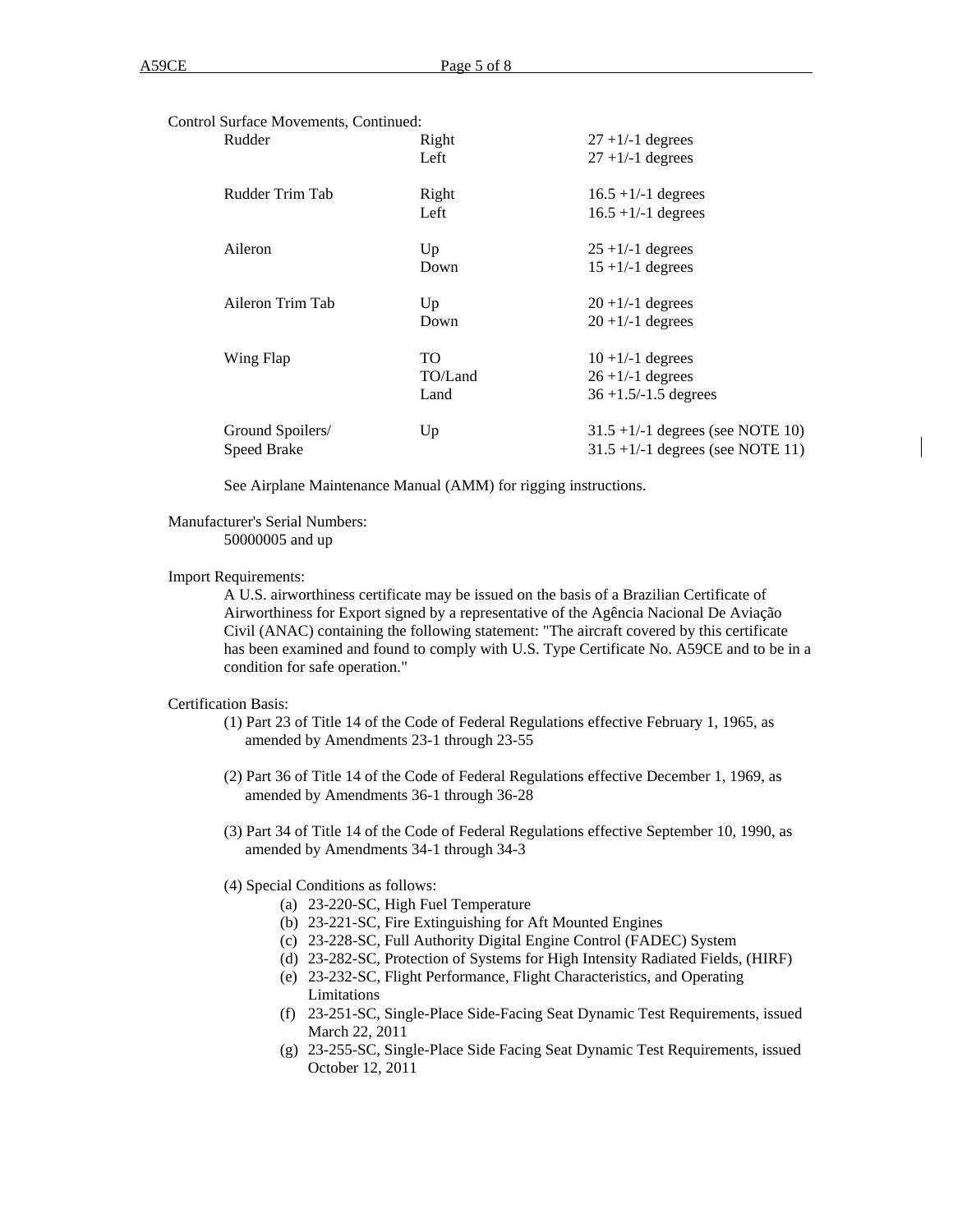Control Surface Movements, Continued:

| | | |
|---|---|---|
| Rudder | Right | 27 +1/-1 degrees |
| | Left | 27 +1/-1 degrees |
| Rudder Trim Tab | Right | 16.5 +1/-1 degrees |
| | Left | 16.5 +1/-1 degrees |
| Aileron | Up | 25 +1/-1 degrees |
| | Down | 15 +1/-1 degrees |
| Aileron Trim Tab | Up | 20 +1/-1 degrees |
| | Down | 20 +1/-1 degrees |
| Wing Flap | TO | 10 +1/-1 degrees |
| | TO/Land | 26 +1/-1 degrees |
| | Land | 36 +1.5/-1.5 degrees |
| Ground Spoilers/ | Up | 31.5 +1/-1 degrees (see NOTE 10) |
| Speed Brake | | 31.5 +1/-1 degrees (see NOTE 11) |

See Airplane Maintenance Manual (AMM) for rigging instructions.

Manufacturer's Serial Numbers:
50000005 and up

Import Requirements:
A U.S. airworthiness certificate may be issued on the basis of a Brazilian Certificate of Airworthiness for Export signed by a representative of the Agência Nacional De Aviação Civil (ANAC) containing the following statement: "The aircraft covered by this certificate has been examined and found to comply with U.S. Type Certificate No. A59CE and to be in a condition for safe operation."

Certification Basis:

(1) Part 23 of Title 14 of the Code of Federal Regulations effective February 1, 1965, as amended by Amendments 23-1 through 23-55

(2) Part 36 of Title 14 of the Code of Federal Regulations effective December 1, 1969, as amended by Amendments 36-1 through 36-28

(3) Part 34 of Title 14 of the Code of Federal Regulations effective September 10, 1990, as amended by Amendments 34-1 through 34-3

(4) Special Conditions as follows:
- (a) 23-220-SC, High Fuel Temperature
- (b) 23-221-SC, Fire Extinguishing for Aft Mounted Engines
- (c) 23-228-SC, Full Authority Digital Engine Control (FADEC) System
- (d) 23-282-SC, Protection of Systems for High Intensity Radiated Fields, (HIRF)
- (e) 23-232-SC, Flight Performance, Flight Characteristics, and Operating Limitations
- (f) 23-251-SC, Single-Place Side-Facing Seat Dynamic Test Requirements, issued March 22, 2011
- (g) 23-255-SC, Single-Place Side Facing Seat Dynamic Test Requirements, issued October 12, 2011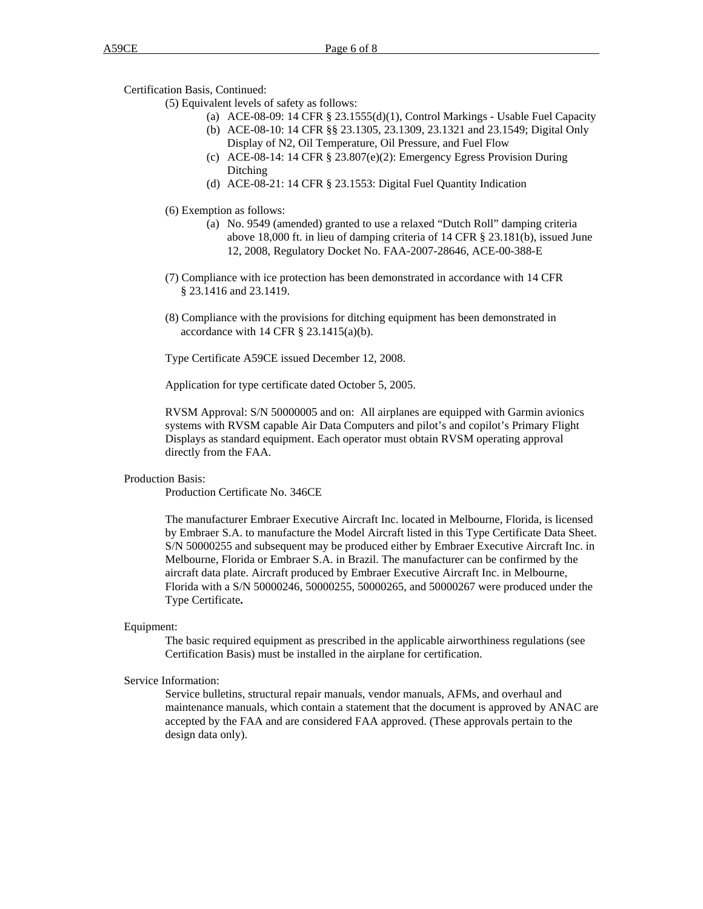Certification Basis, Continued:

(5) Equivalent levels of safety as follows:

- (a) ACE-08-09: 14 CFR § 23.1555(d)(1), Control Markings - Usable Fuel Capacity
- (b) ACE-08-10: 14 CFR §§ 23.1305, 23.1309, 23.1321 and 23.1549; Digital Only Display of N2, Oil Temperature, Oil Pressure, and Fuel Flow
- (c) ACE-08-14: 14 CFR § 23.807(e)(2): Emergency Egress Provision During Ditching
- (d) ACE-08-21: 14 CFR § 23.1553: Digital Fuel Quantity Indication

(6) Exemption as follows:

- (a) No. 9549 (amended) granted to use a relaxed "Dutch Roll" damping criteria above 18,000 ft. in lieu of damping criteria of 14 CFR § 23.181(b), issued June 12, 2008, Regulatory Docket No. FAA-2007-28646, ACE-00-388-E

(7) Compliance with ice protection has been demonstrated in accordance with 14 CFR § 23.1416 and 23.1419.

(8) Compliance with the provisions for ditching equipment has been demonstrated in accordance with 14 CFR § 23.1415(a)(b).

Type Certificate A59CE issued December 12, 2008.

Application for type certificate dated October 5, 2005.

RVSM Approval: S/N 50000005 and on: All airplanes are equipped with Garmin avionics systems with RVSM capable Air Data Computers and pilot's and copilot's Primary Flight Displays as standard equipment. Each operator must obtain RVSM operating approval directly from the FAA.

Production Basis:

Production Certificate No. 346CE

The manufacturer Embraer Executive Aircraft Inc. located in Melbourne, Florida, is licensed by Embraer S.A. to manufacture the Model Aircraft listed in this Type Certificate Data Sheet. S/N 50000255 and subsequent may be produced either by Embraer Executive Aircraft Inc. in Melbourne, Florida or Embraer S.A. in Brazil. The manufacturer can be confirmed by the aircraft data plate. Aircraft produced by Embraer Executive Aircraft Inc. in Melbourne, Florida with a S/N 50000246, 50000255, 50000265, and 50000267 were produced under the Type Certificate**.**

Equipment:

The basic required equipment as prescribed in the applicable airworthiness regulations (see Certification Basis) must be installed in the airplane for certification.

Service Information:

Service bulletins, structural repair manuals, vendor manuals, AFMs, and overhaul and maintenance manuals, which contain a statement that the document is approved by ANAC are accepted by the FAA and are considered FAA approved. (These approvals pertain to the design data only).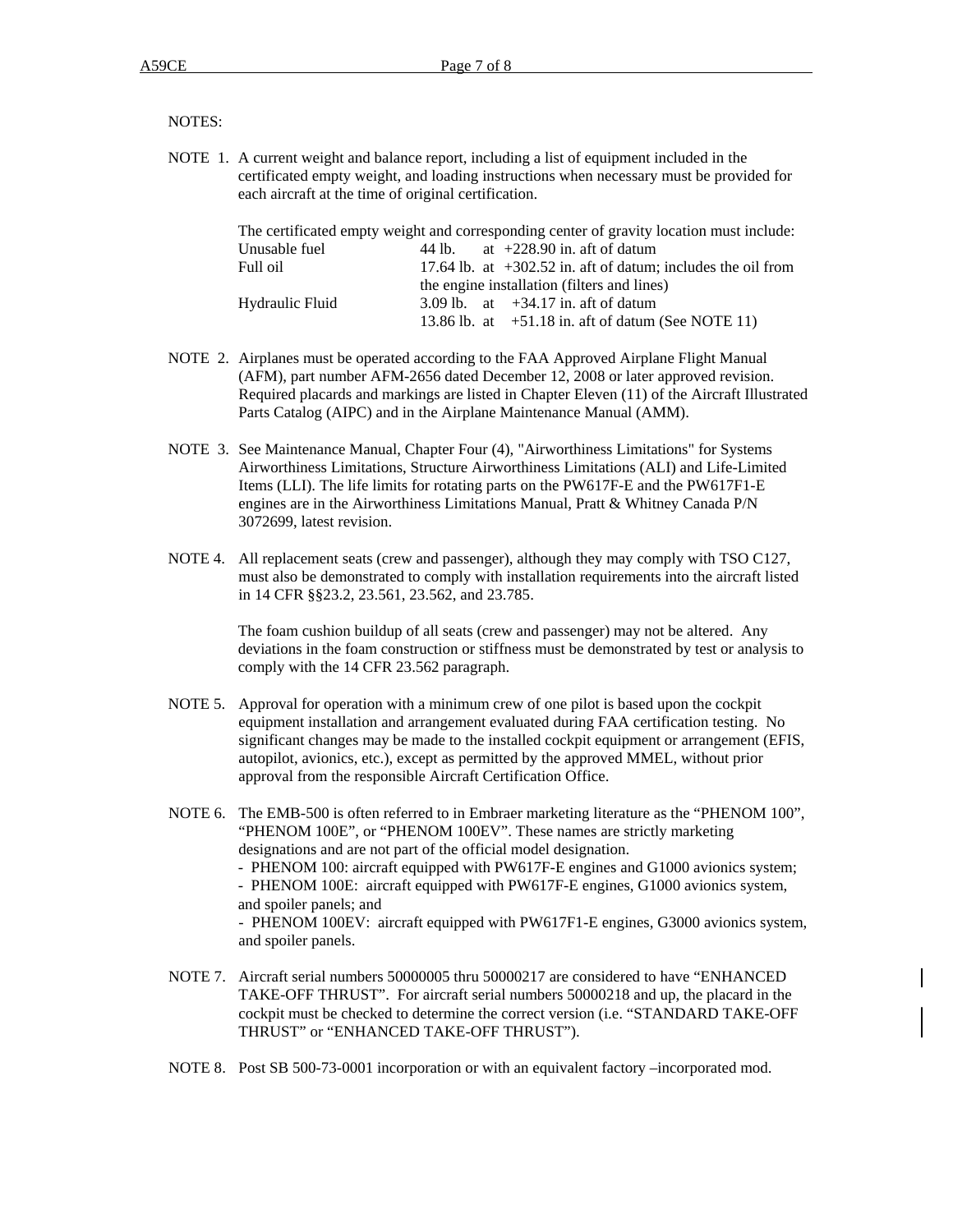NOTES:

NOTE 1. A current weight and balance report, including a list of equipment included in the certificated empty weight, and loading instructions when necessary must be provided for each aircraft at the time of original certification.

The certificated empty weight and corresponding center of gravity location must include:

| | |
|---|---|
| Unusable fuel | 44 lb. at +228.90 in. aft of datum |
| Full oil | 17.64 lb. at +302.52 in. aft of datum; includes the oil from the engine installation (filters and lines) |
| Hydraulic Fluid | 3.09 lb. at +34.17 in. aft of datum |
| | 13.86 lb. at +51.18 in. aft of datum (See NOTE 11) |

NOTE 2. Airplanes must be operated according to the FAA Approved Airplane Flight Manual (AFM), part number AFM-2656 dated December 12, 2008 or later approved revision. Required placards and markings are listed in Chapter Eleven (11) of the Aircraft Illustrated Parts Catalog (AIPC) and in the Airplane Maintenance Manual (AMM).

NOTE 3. See Maintenance Manual, Chapter Four (4), "Airworthiness Limitations" for Systems Airworthiness Limitations, Structure Airworthiness Limitations (ALI) and Life-Limited Items (LLI). The life limits for rotating parts on the PW617F-E and the PW617F1-E engines are in the Airworthiness Limitations Manual, Pratt & Whitney Canada P/N 3072699, latest revision.

NOTE 4. All replacement seats (crew and passenger), although they may comply with TSO C127, must also be demonstrated to comply with installation requirements into the aircraft listed in 14 CFR §§23.2, 23.561, 23.562, and 23.785.

The foam cushion buildup of all seats (crew and passenger) may not be altered. Any deviations in the foam construction or stiffness must be demonstrated by test or analysis to comply with the 14 CFR 23.562 paragraph.

NOTE 5. Approval for operation with a minimum crew of one pilot is based upon the cockpit equipment installation and arrangement evaluated during FAA certification testing. No significant changes may be made to the installed cockpit equipment or arrangement (EFIS, autopilot, avionics, etc.), except as permitted by the approved MMEL, without prior approval from the responsible Aircraft Certification Office.

NOTE 6. The EMB-500 is often referred to in Embraer marketing literature as the "PHENOM 100", "PHENOM 100E", or "PHENOM 100EV". These names are strictly marketing designations and are not part of the official model designation.

- PHENOM 100: aircraft equipped with PW617F-E engines and G1000 avionics system;
- PHENOM 100E: aircraft equipped with PW617F-E engines, G1000 avionics system, and spoiler panels; and
- PHENOM 100EV: aircraft equipped with PW617F1-E engines, G3000 avionics system, and spoiler panels.

NOTE 7. Aircraft serial numbers 50000005 thru 50000217 are considered to have "ENHANCED TAKE-OFF THRUST". For aircraft serial numbers 50000218 and up, the placard in the cockpit must be checked to determine the correct version (i.e. "STANDARD TAKE-OFF THRUST" or "ENHANCED TAKE-OFF THRUST").

NOTE 8. Post SB 500-73-0001 incorporation or with an equivalent factory –incorporated mod.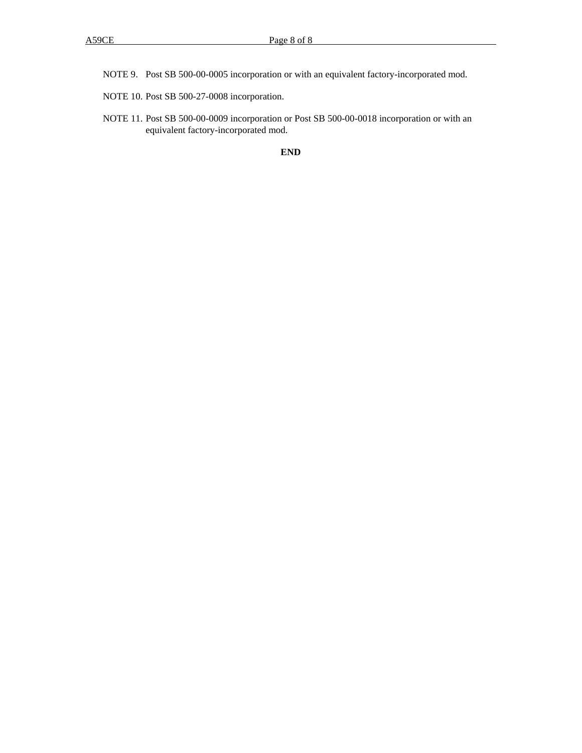NOTE 9. Post SB 500-00-0005 incorporation or with an equivalent factory-incorporated mod.

NOTE 10. Post SB 500-27-0008 incorporation.

NOTE 11. Post SB 500-00-0009 incorporation or Post SB 500-00-0018 incorporation or with an equivalent factory-incorporated mod.

**END**